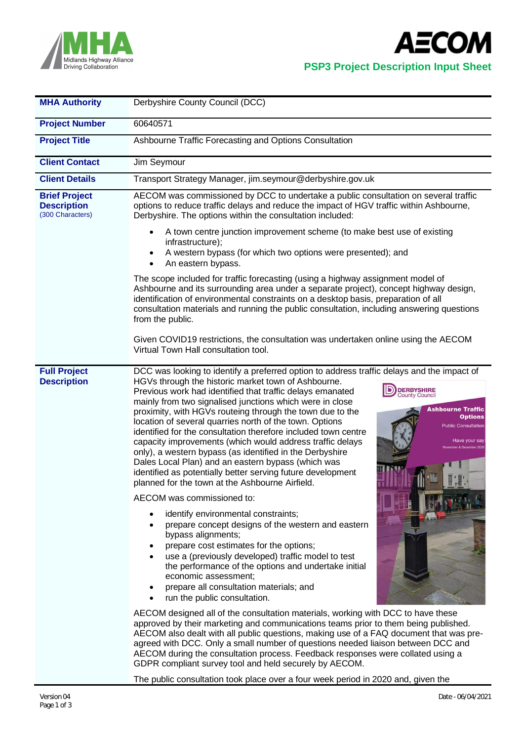**PSP3 Project Description Input Sheet**

| | |
|---|---|
| **MHA Authority** | Derbyshire County Council (DCC) |
| **Project Number** | 60640571 |
| **Project Title** | Ashbourne Traffic Forecasting and Options Consultation |
| **Client Contact** | Jim Seymour |
| **Client Details** | Transport Strategy Manager, jim.seymour@derbyshire.gov.uk |

**Brief Project Description** (300 Characters)

AECOM was commissioned by DCC to undertake a public consultation on several traffic options to reduce traffic delays and reduce the impact of HGV traffic within Ashbourne, Derbyshire. The options within the consultation included:

- A town centre junction improvement scheme (to make best use of existing infrastructure);
- A western bypass (for which two options were presented); and
- An eastern bypass.

The scope included for traffic forecasting (using a highway assignment model of Ashbourne and its surrounding area under a separate project), concept highway design, identification of environmental constraints on a desktop basis, preparation of all consultation materials and running the public consultation, including answering questions from the public.

Given COVID19 restrictions, the consultation was undertaken online using the AECOM Virtual Town Hall consultation tool.

**Full Project Description**

DCC was looking to identify a preferred option to address traffic delays and the impact of HGVs through the historic market town of Ashbourne. Previous work had identified that traffic delays emanated mainly from two signalised junctions which were in close proximity, with HGVs routeing through the town due to the location of several quarries north of the town. Options identified for the consultation therefore included town centre capacity improvements (which would address traffic delays only), a western bypass (as identified in the Derbyshire Dales Local Plan) and an eastern bypass (which was identified as potentially better serving future development planned for the town at the Ashbourne Airfield.

AECOM was commissioned to:

- identify environmental constraints;
- prepare concept designs of the western and eastern bypass alignments;
- prepare cost estimates for the options;
- use a (previously developed) traffic model to test the performance of the options and undertake initial economic assessment;
- prepare all consultation materials; and
- run the public consultation.

AECOM designed all of the consultation materials, working with DCC to have these approved by their marketing and communications teams prior to them being published. AECOM also dealt with all public questions, making use of a FAQ document that was pre-agreed with DCC. Only a small number of questions needed liaison between DCC and AECOM during the consultation process. Feedback responses were collated using a GDPR compliant survey tool and held securely by AECOM.

The public consultation took place over a four week period in 2020 and, given the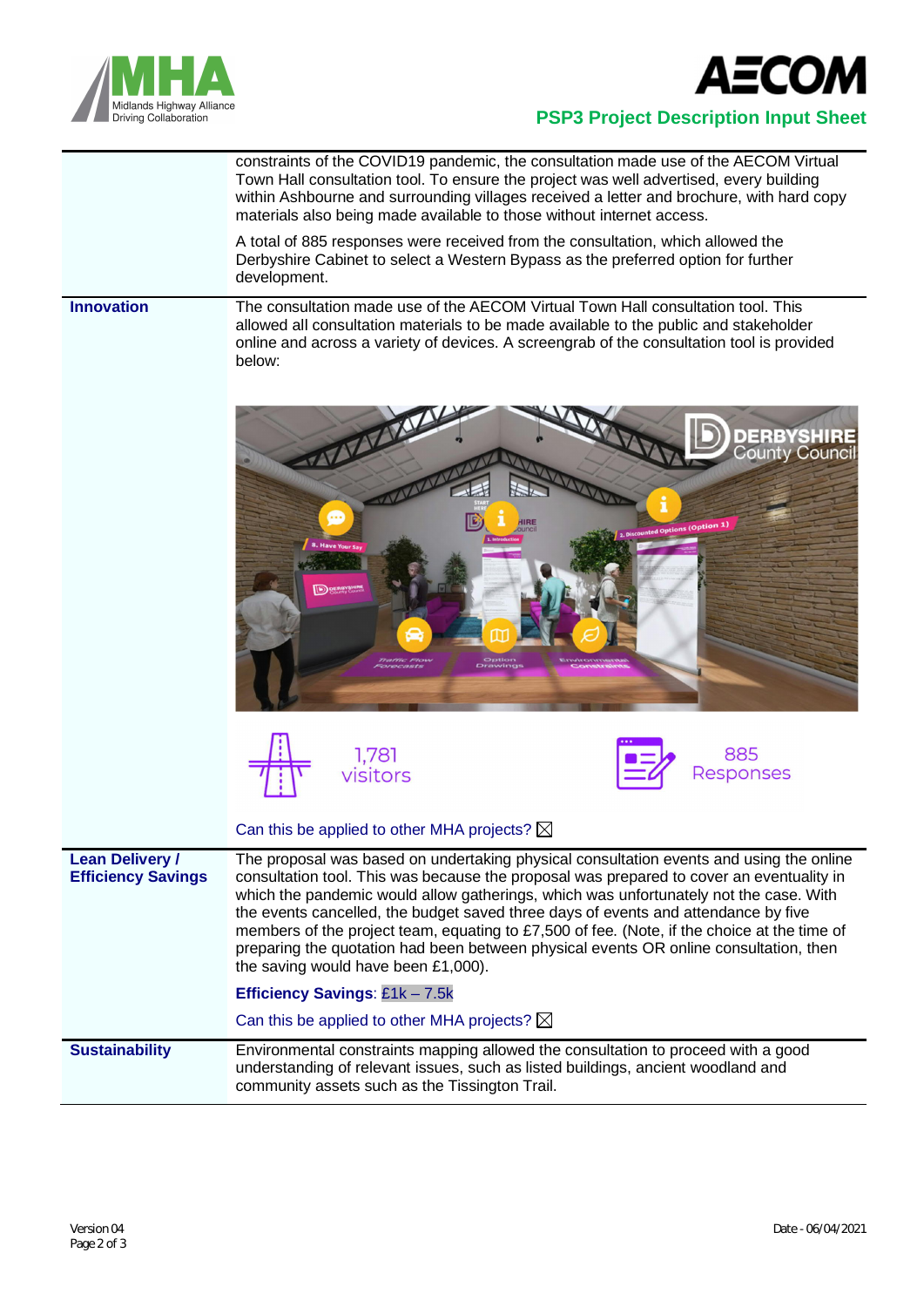| | |
|---|---|
| | constraints of the COVID19 pandemic, the consultation made use of the AECOM Virtual Town Hall consultation tool. To ensure the project was well advertised, every building within Ashbourne and surrounding villages received a letter and brochure, with hard copy materials also being made available to those without internet access.<br><br>A total of 885 responses were received from the consultation, which allowed the Derbyshire Cabinet to select a Western Bypass as the preferred option for further development. |
| **Innovation** | The consultation made use of the AECOM Virtual Town Hall consultation tool. This allowed all consultation materials to be made available to the public and stakeholder online and across a variety of devices. A screengrab of the consultation tool is provided below:<br><br>1,781 visitors<br><br>885 Responses<br><br>Can this be applied to other MHA projects? ☒ |
| **Lean Delivery / Efficiency Savings** | The proposal was based on undertaking physical consultation events and using the online consultation tool. This was because the proposal was prepared to cover an eventuality in which the pandemic would allow gatherings, which was unfortunately not the case. With the events cancelled, the budget saved three days of events and attendance by five members of the project team, equating to £7,500 of fee. (Note, if the choice at the time of preparing the quotation had been between physical events OR online consultation, then the saving would have been £1,000).<br><br>**Efficiency Savings**: £1k – 7.5k<br><br>Can this be applied to other MHA projects? ☒ |
| **Sustainability** | Environmental constraints mapping allowed the consultation to proceed with a good understanding of relevant issues, such as listed buildings, ancient woodland and community assets such as the Tissington Trail. |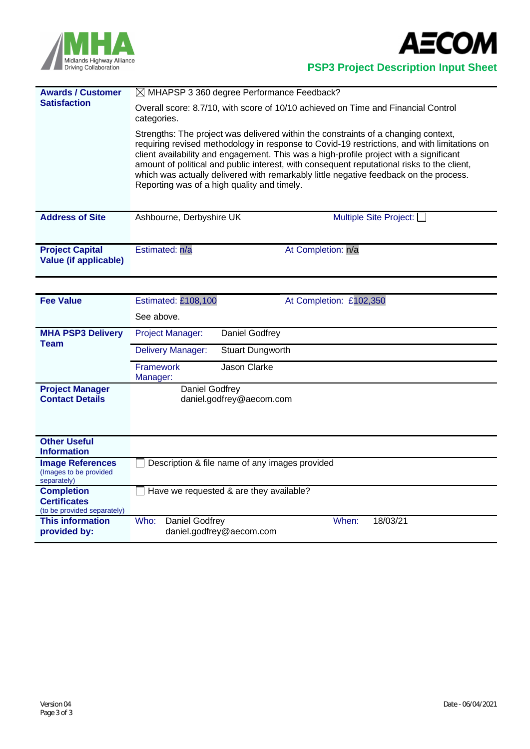PSP3 Project Description Input Sheet

| | |
|---|---|
| **Awards / Customer Satisfaction** | ☒ MHAPSP 3 360 degree Performance Feedback?<br><br>Overall score: 8.7/10, with score of 10/10 achieved on Time and Financial Control categories.<br><br>Strengths: The project was delivered within the constraints of a changing context, requiring revised methodology in response to Covid-19 restrictions, and with limitations on client availability and engagement. This was a high-profile project with a significant amount of political and public interest, with consequent reputational risks to the client, which was actually delivered with remarkably little negative feedback on the process. Reporting was of a high quality and timely. |
| **Address of Site** | Ashbourne, Derbyshire UK — Multiple Site Project: ☐ |
| **Project Capital Value (if applicable)** | Estimated: n/a — At Completion: n/a |

| | |
|---|---|
| **Fee Value** | Estimated: £108,100 — At Completion: £102,350<br><br>See above. |
| **MHA PSP3 Delivery Team** | Project Manager: Daniel Godfrey<br>Delivery Manager: Stuart Dungworth<br>Framework Manager: Jason Clarke |
| **Project Manager Contact Details** | Daniel Godfrey<br>daniel.godfrey@aecom.com |
| **Other Useful Information** | |
| **Image References** (Images to be provided separately) | ☐ Description & file name of any images provided |
| **Completion Certificates** (to be provided separately) | ☐ Have we requested & are they available? |
| **This information provided by:** | Who: Daniel Godfrey, daniel.godfrey@aecom.com — When: 18/03/21 |

Version 04

Date - 06/04/2021